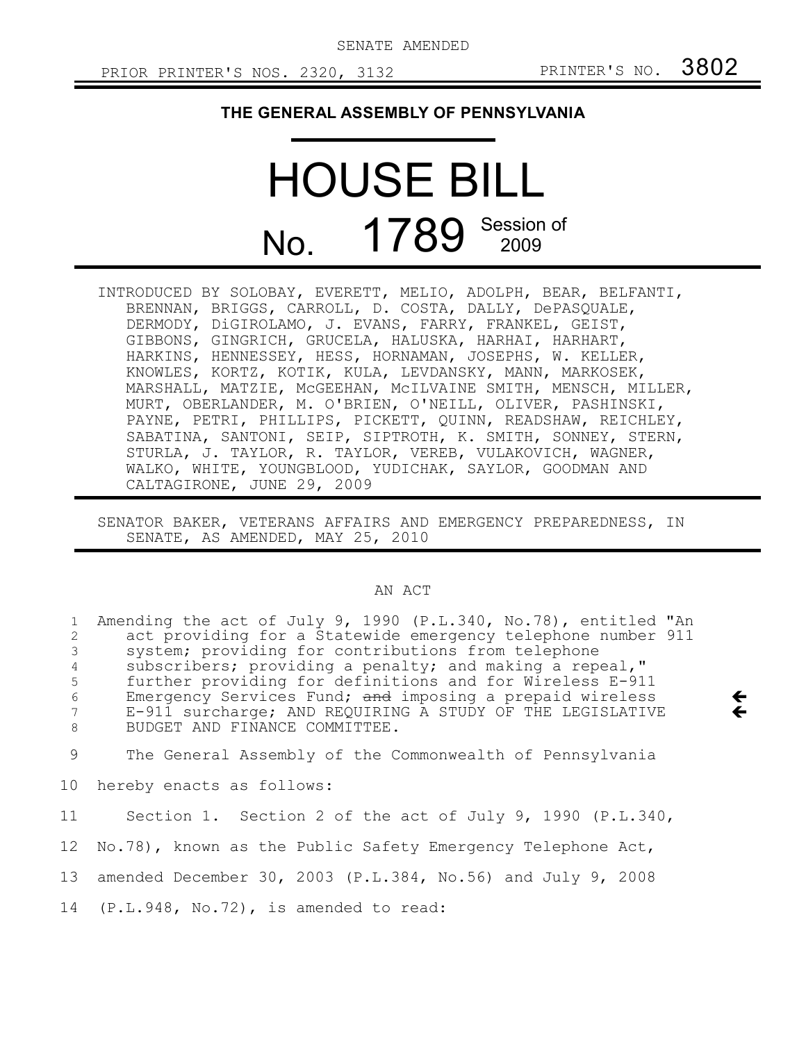SENATE AMENDED

PRIOR PRINTER'S NOS. 2320, 3132 PRINTER'S NO. 3802

**THE GENERAL ASSEMBLY OF PENNSYLVANIA**

# HOUSE BILL

# No. 1789 Session of 2009

INTRODUCED BY SOLOBAY, EVERETT, MELIO, ADOLPH, BEAR, BELFANTI, BRENNAN, BRIGGS, CARROLL, D. COSTA, DALLY, DePASQUALE, DERMODY, DiGIROLAMO, J. EVANS, FARRY, FRANKEL, GEIST, GIBBONS, GINGRICH, GRUCELA, HALUSKA, HARHAI, HARHART, HARKINS, HENNESSEY, HESS, HORNAMAN, JOSEPHS, W. KELLER, KNOWLES, KORTZ, KOTIK, KULA, LEVDANSKY, MANN, MARKOSEK, MARSHALL, MATZIE, McGEEHAN, McILVAINE SMITH, MENSCH, MILLER, MURT, OBERLANDER, M. O'BRIEN, O'NEILL, OLIVER, PASHINSKI, PAYNE, PETRI, PHILLIPS, PICKETT, QUINN, READSHAW, REICHLEY, SABATINA, SANTONI, SEIP, SIPTROTH, K. SMITH, SONNEY, STERN, STURLA, J. TAYLOR, R. TAYLOR, VEREB, VULAKOVICH, WAGNER, WALKO, WHITE, YOUNGBLOOD, YUDICHAK, SAYLOR, GOODMAN AND CALTAGIRONE, JUNE 29, 2009

SENATOR BAKER, VETERANS AFFAIRS AND EMERGENCY PREPAREDNESS, IN SENATE, AS AMENDED, MAY 25, 2010

AN ACT

1 Amending the act of July 9, 1990 (P.L.340, No.78), entitled "An
2 act providing for a Statewide emergency telephone number 911
3 system; providing for contributions from telephone
4 subscribers; providing a penalty; and making a repeal,"
5 further providing for definitions and for Wireless E-911
6 Emergency Services Fund; ~~and~~ imposing a prepaid wireless
7 E-911 surcharge; AND REQUIRING A STUDY OF THE LEGISLATIVE
8 BUDGET AND FINANCE COMMITTEE.

9 The General Assembly of the Commonwealth of Pennsylvania
10 hereby enacts as follows:

11 Section 1. Section 2 of the act of July 9, 1990 (P.L.340,
12 No.78), known as the Public Safety Emergency Telephone Act,
13 amended December 30, 2003 (P.L.384, No.56) and July 9, 2008
14 (P.L.948, No.72), is amended to read: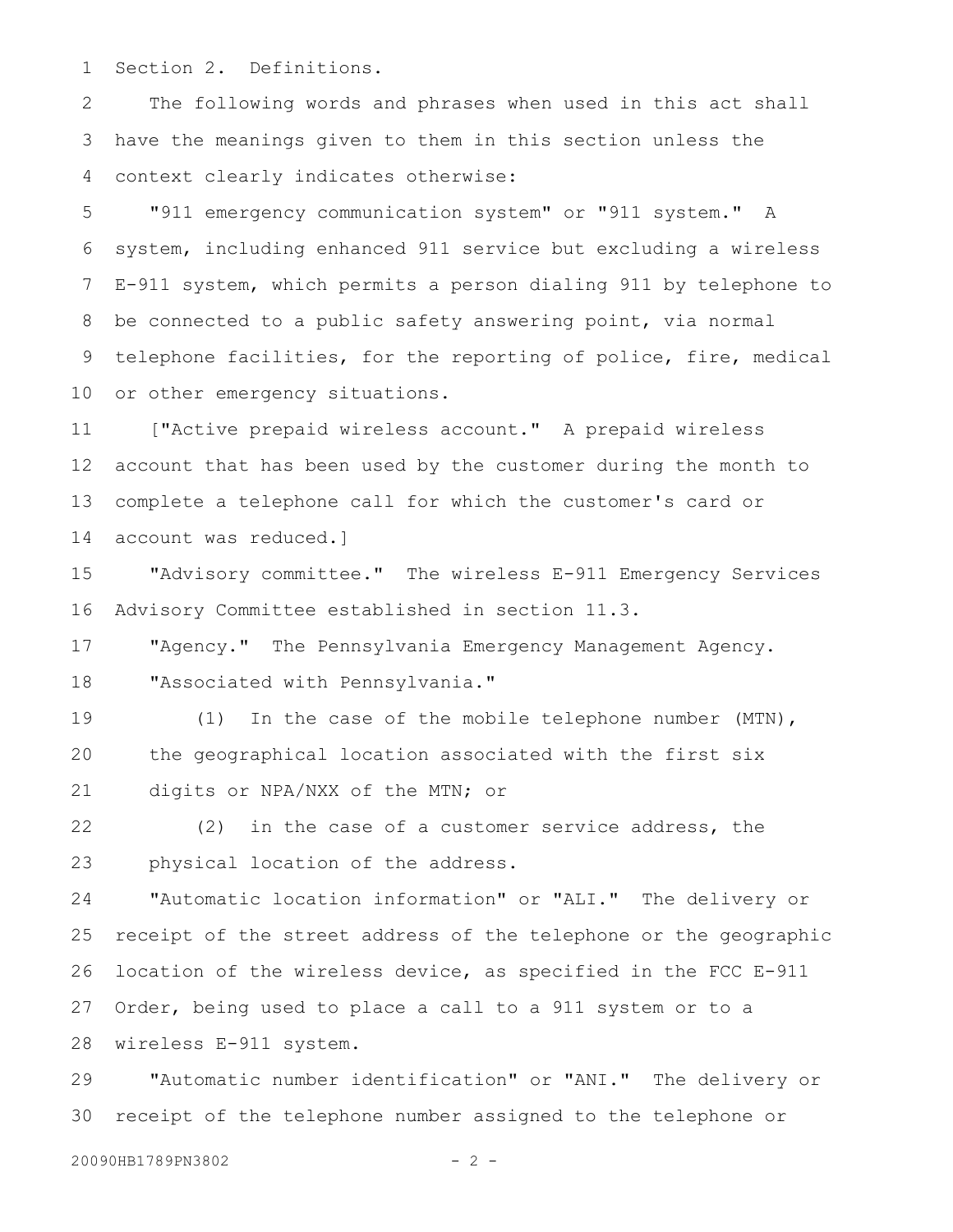Section 2. Definitions.

The following words and phrases when used in this act shall have the meanings given to them in this section unless the context clearly indicates otherwise:

"911 emergency communication system" or "911 system." A system, including enhanced 911 service but excluding a wireless E-911 system, which permits a person dialing 911 by telephone to be connected to a public safety answering point, via normal telephone facilities, for the reporting of police, fire, medical or other emergency situations.

["Active prepaid wireless account." A prepaid wireless account that has been used by the customer during the month to complete a telephone call for which the customer's card or account was reduced.]

"Advisory committee." The wireless E-911 Emergency Services Advisory Committee established in section 11.3.

"Agency." The Pennsylvania Emergency Management Agency.

"Associated with Pennsylvania."

(1) In the case of the mobile telephone number (MTN), the geographical location associated with the first six digits or NPA/NXX of the MTN; or

(2) in the case of a customer service address, the physical location of the address.

"Automatic location information" or "ALI." The delivery or receipt of the street address of the telephone or the geographic location of the wireless device, as specified in the FCC E-911 Order, being used to place a call to a 911 system or to a wireless E-911 system.

"Automatic number identification" or "ANI." The delivery or receipt of the telephone number assigned to the telephone or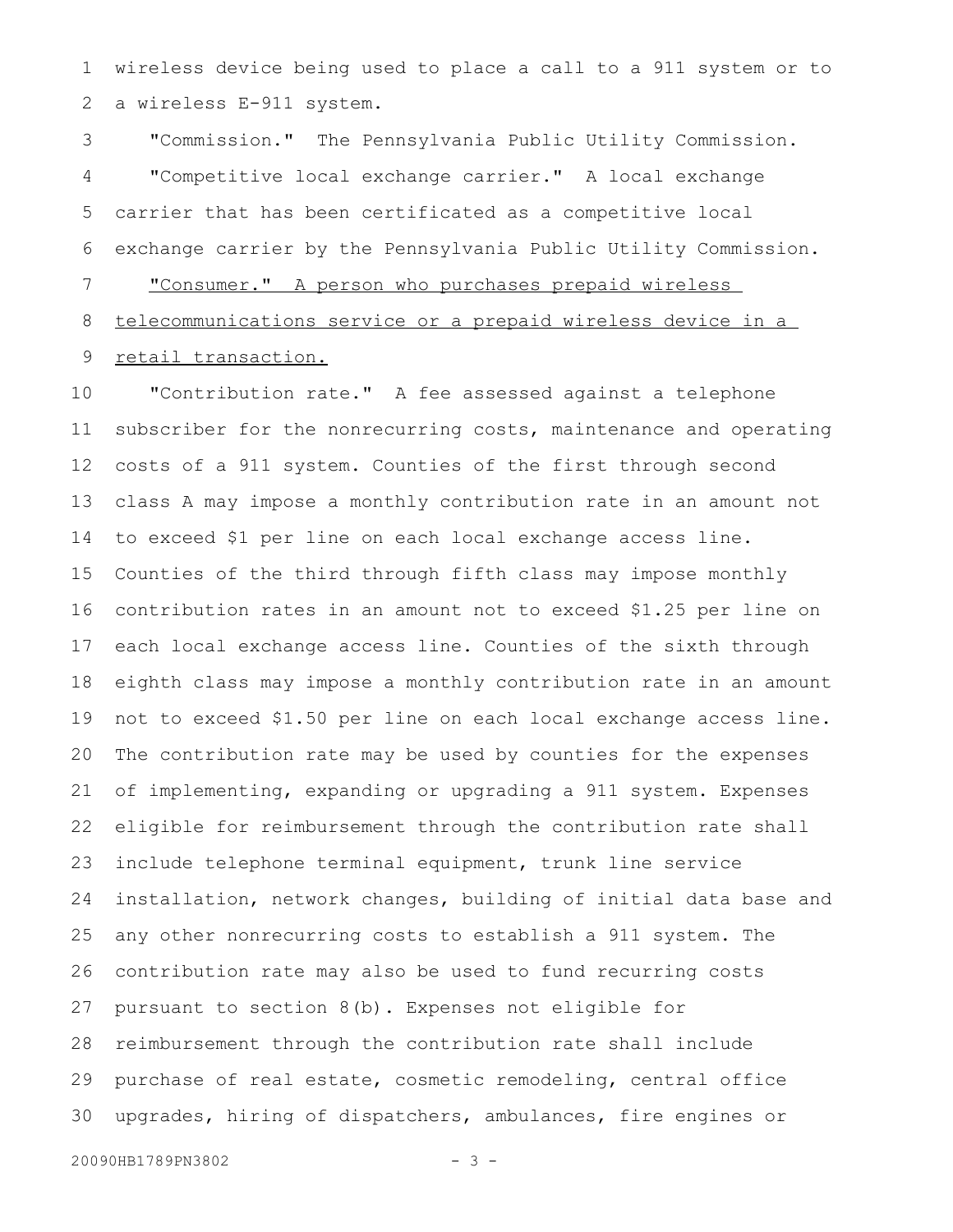wireless device being used to place a call to a 911 system or to a wireless E-911 system.

"Commission." The Pennsylvania Public Utility Commission.

"Competitive local exchange carrier." A local exchange carrier that has been certificated as a competitive local exchange carrier by the Pennsylvania Public Utility Commission.

<u>"Consumer." A person who purchases prepaid wireless telecommunications service or a prepaid wireless device in a retail transaction.</u>

"Contribution rate." A fee assessed against a telephone subscriber for the nonrecurring costs, maintenance and operating costs of a 911 system. Counties of the first through second class A may impose a monthly contribution rate in an amount not to exceed $1 per line on each local exchange access line. Counties of the third through fifth class may impose monthly contribution rates in an amount not to exceed $1.25 per line on each local exchange access line. Counties of the sixth through eighth class may impose a monthly contribution rate in an amount not to exceed $1.50 per line on each local exchange access line. The contribution rate may be used by counties for the expenses of implementing, expanding or upgrading a 911 system. Expenses eligible for reimbursement through the contribution rate shall include telephone terminal equipment, trunk line service installation, network changes, building of initial data base and any other nonrecurring costs to establish a 911 system. The contribution rate may also be used to fund recurring costs pursuant to section 8(b). Expenses not eligible for reimbursement through the contribution rate shall include purchase of real estate, cosmetic remodeling, central office upgrades, hiring of dispatchers, ambulances, fire engines or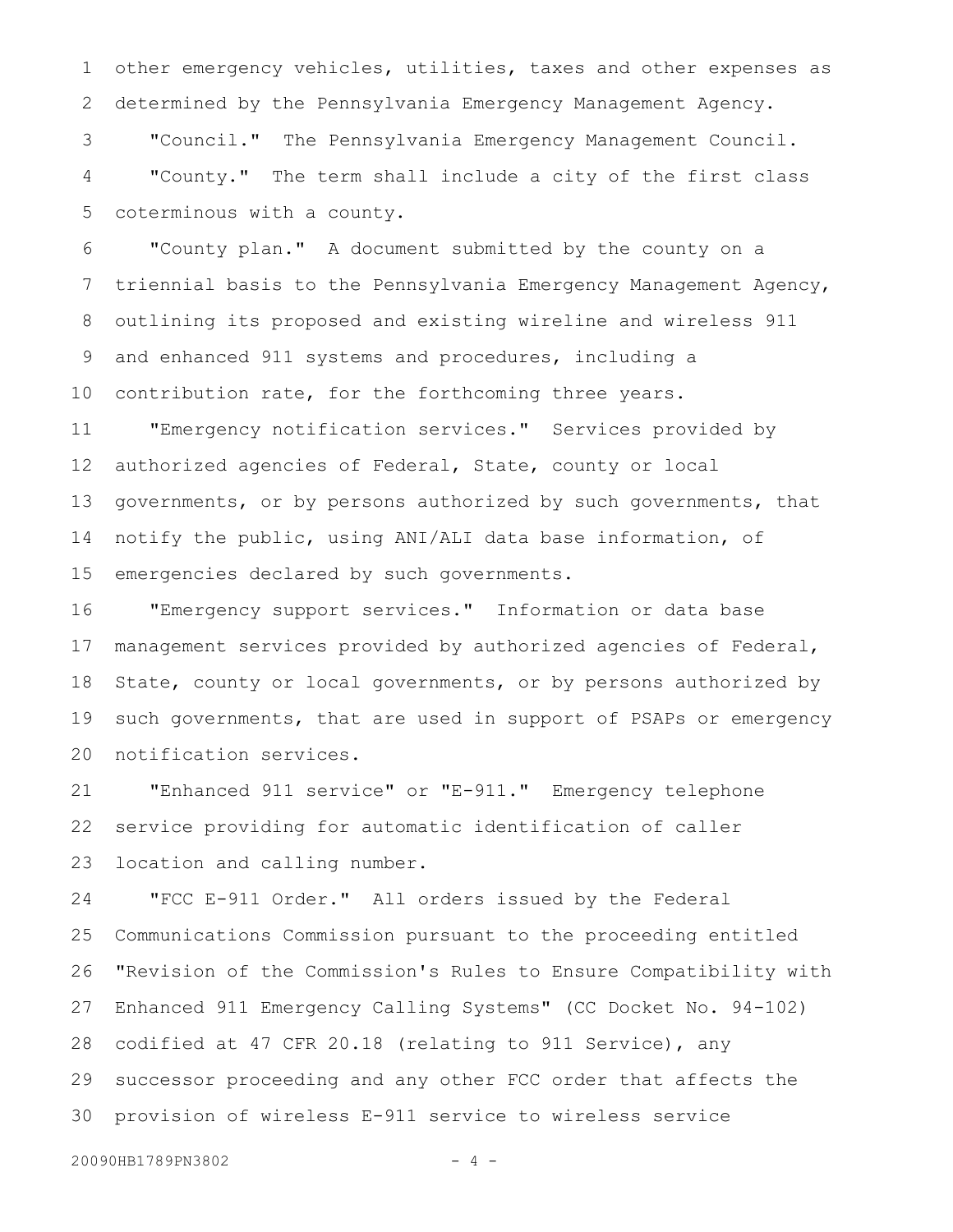other emergency vehicles, utilities, taxes and other expenses as determined by the Pennsylvania Emergency Management Agency.

"Council." The Pennsylvania Emergency Management Council.

"County." The term shall include a city of the first class coterminous with a county.

"County plan." A document submitted by the county on a triennial basis to the Pennsylvania Emergency Management Agency, outlining its proposed and existing wireline and wireless 911 and enhanced 911 systems and procedures, including a contribution rate, for the forthcoming three years.

"Emergency notification services." Services provided by authorized agencies of Federal, State, county or local governments, or by persons authorized by such governments, that notify the public, using ANI/ALI data base information, of emergencies declared by such governments.

"Emergency support services." Information or data base management services provided by authorized agencies of Federal, State, county or local governments, or by persons authorized by such governments, that are used in support of PSAPs or emergency notification services.

"Enhanced 911 service" or "E-911." Emergency telephone service providing for automatic identification of caller location and calling number.

"FCC E-911 Order." All orders issued by the Federal Communications Commission pursuant to the proceeding entitled "Revision of the Commission's Rules to Ensure Compatibility with Enhanced 911 Emergency Calling Systems" (CC Docket No. 94-102) codified at 47 CFR 20.18 (relating to 911 Service), any successor proceeding and any other FCC order that affects the provision of wireless E-911 service to wireless service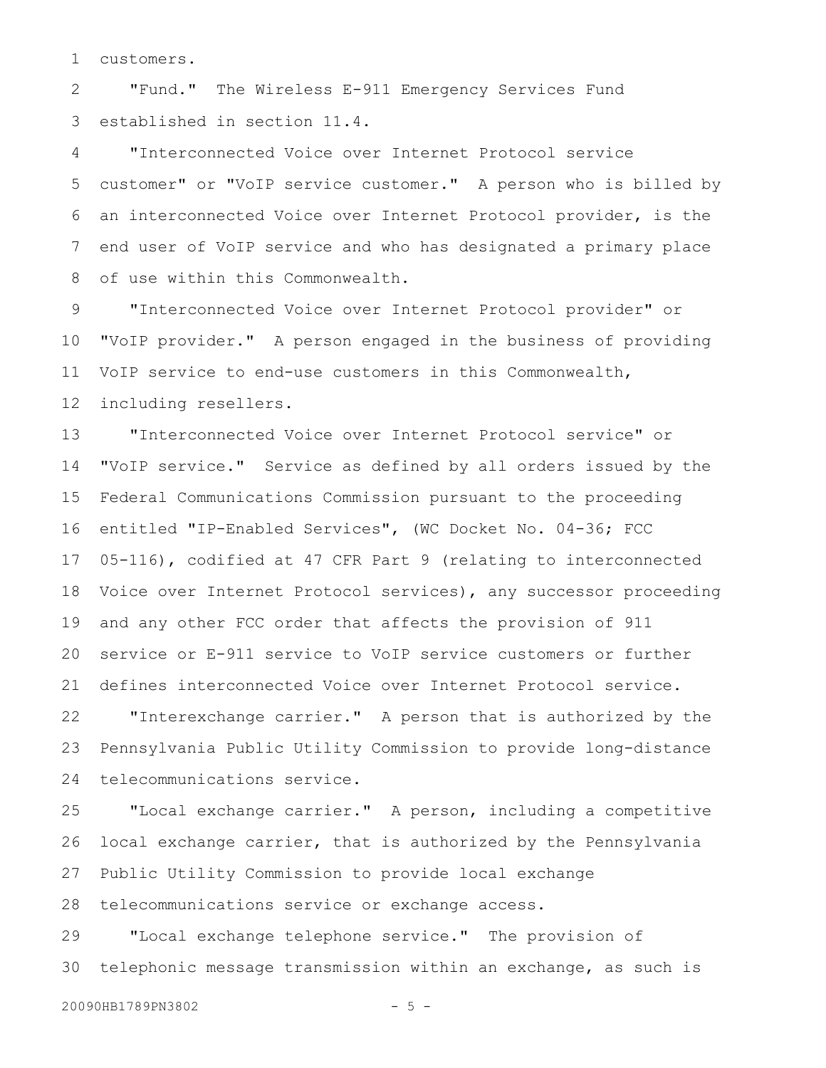customers.

"Fund." The Wireless E-911 Emergency Services Fund established in section 11.4.

"Interconnected Voice over Internet Protocol service customer" or "VoIP service customer." A person who is billed by an interconnected Voice over Internet Protocol provider, is the end user of VoIP service and who has designated a primary place of use within this Commonwealth.

"Interconnected Voice over Internet Protocol provider" or "VoIP provider." A person engaged in the business of providing VoIP service to end-use customers in this Commonwealth, including resellers.

"Interconnected Voice over Internet Protocol service" or "VoIP service." Service as defined by all orders issued by the Federal Communications Commission pursuant to the proceeding entitled "IP-Enabled Services", (WC Docket No. 04-36; FCC 05-116), codified at 47 CFR Part 9 (relating to interconnected Voice over Internet Protocol services), any successor proceeding and any other FCC order that affects the provision of 911 service or E-911 service to VoIP service customers or further defines interconnected Voice over Internet Protocol service.

"Interexchange carrier." A person that is authorized by the Pennsylvania Public Utility Commission to provide long-distance telecommunications service.

"Local exchange carrier." A person, including a competitive local exchange carrier, that is authorized by the Pennsylvania Public Utility Commission to provide local exchange telecommunications service or exchange access.

"Local exchange telephone service." The provision of telephonic message transmission within an exchange, as such is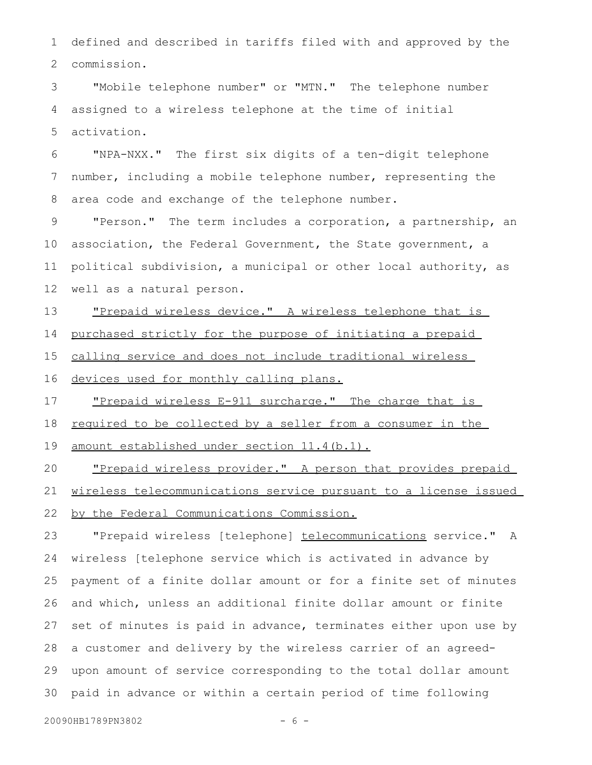defined and described in tariffs filed with and approved by the commission.

"Mobile telephone number" or "MTN." The telephone number assigned to a wireless telephone at the time of initial activation.

"NPA-NXX." The first six digits of a ten-digit telephone number, including a mobile telephone number, representing the area code and exchange of the telephone number.

"Person." The term includes a corporation, a partnership, an association, the Federal Government, the State government, a political subdivision, a municipal or other local authority, as well as a natural person.

<u>"Prepaid wireless device." A wireless telephone that is purchased strictly for the purpose of initiating a prepaid calling service and does not include traditional wireless devices used for monthly calling plans.</u>

<u>"Prepaid wireless E-911 surcharge." The charge that is required to be collected by a seller from a consumer in the amount established under section 11.4(b.1).</u>

<u>"Prepaid wireless provider." A person that provides prepaid wireless telecommunications service pursuant to a license issued by the Federal Communications Commission.</u>

"Prepaid wireless [telephone] <u>telecommunications</u> service." A wireless [telephone service which is activated in advance by payment of a finite dollar amount or for a finite set of minutes and which, unless an additional finite dollar amount or finite set of minutes is paid in advance, terminates either upon use by a customer and delivery by the wireless carrier of an agreed-upon amount of service corresponding to the total dollar amount paid in advance or within a certain period of time following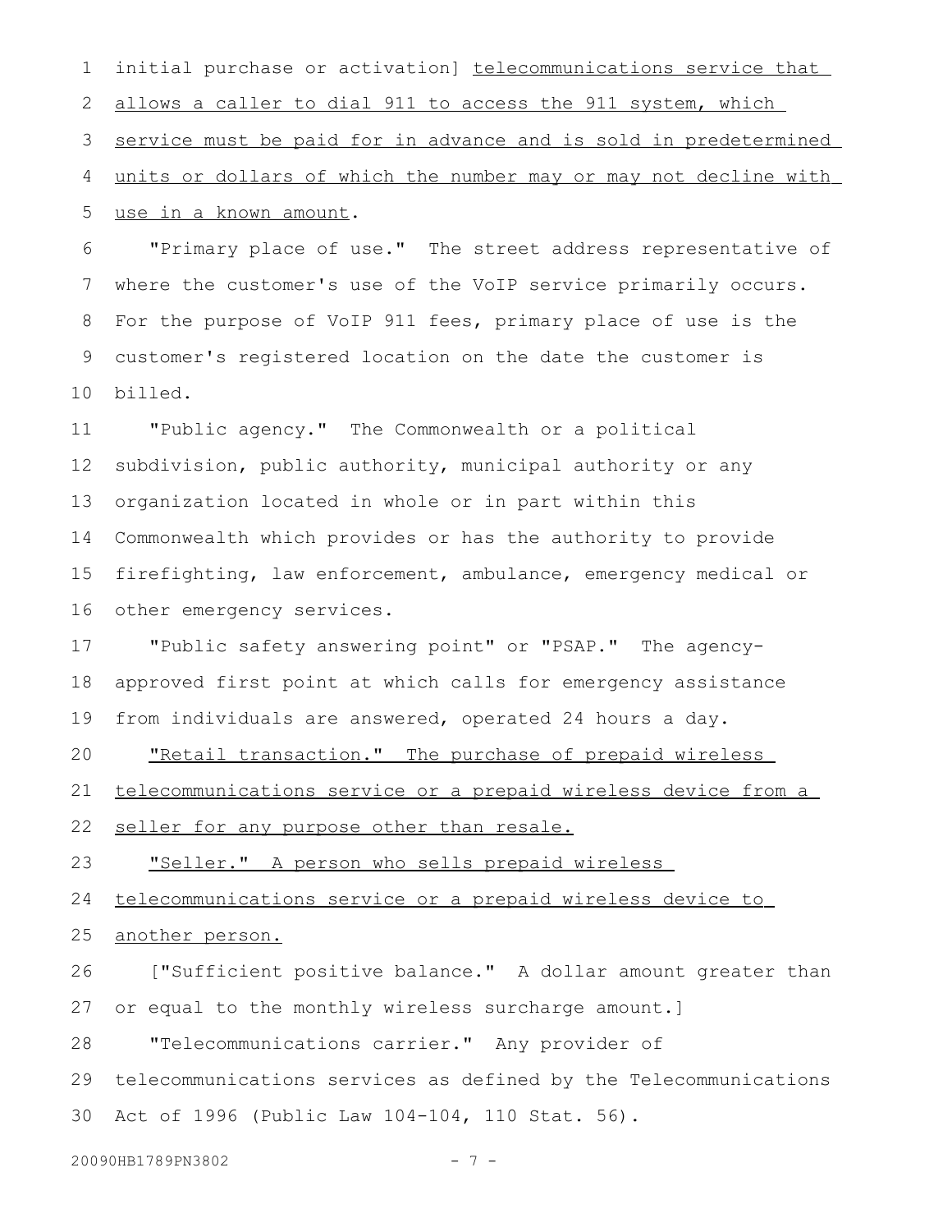initial purchase or activation] telecommunications service that allows a caller to dial 911 to access the 911 system, which service must be paid for in advance and is sold in predetermined units or dollars of which the number may or may not decline with use in a known amount.

"Primary place of use." The street address representative of where the customer's use of the VoIP service primarily occurs. For the purpose of VoIP 911 fees, primary place of use is the customer's registered location on the date the customer is billed.

"Public agency." The Commonwealth or a political subdivision, public authority, municipal authority or any organization located in whole or in part within this Commonwealth which provides or has the authority to provide firefighting, law enforcement, ambulance, emergency medical or other emergency services.

"Public safety answering point" or "PSAP." The agency-approved first point at which calls for emergency assistance from individuals are answered, operated 24 hours a day.

"Retail transaction." The purchase of prepaid wireless telecommunications service or a prepaid wireless device from a seller for any purpose other than resale.

"Seller." A person who sells prepaid wireless telecommunications service or a prepaid wireless device to another person.

["Sufficient positive balance." A dollar amount greater than or equal to the monthly wireless surcharge amount.]

"Telecommunications carrier." Any provider of telecommunications services as defined by the Telecommunications Act of 1996 (Public Law 104-104, 110 Stat. 56).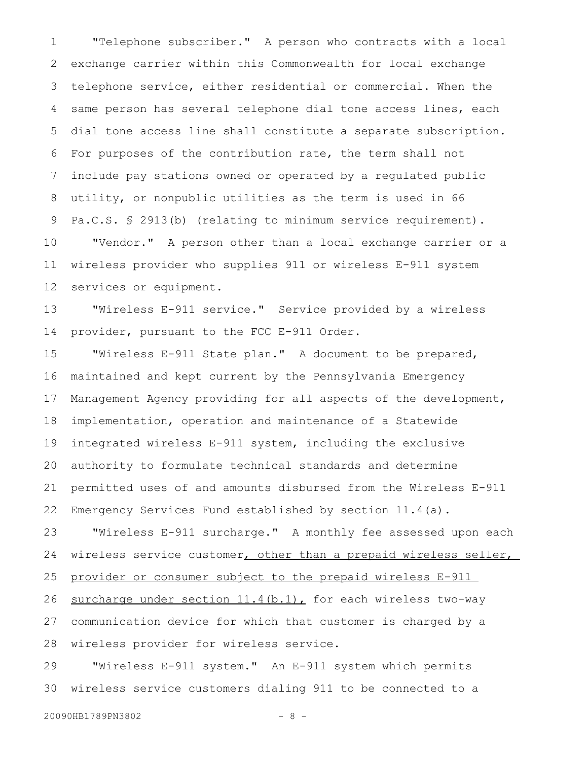"Telephone subscriber." A person who contracts with a local exchange carrier within this Commonwealth for local exchange telephone service, either residential or commercial. When the same person has several telephone dial tone access lines, each dial tone access line shall constitute a separate subscription. For purposes of the contribution rate, the term shall not include pay stations owned or operated by a regulated public utility, or nonpublic utilities as the term is used in 66 Pa.C.S. § 2913(b) (relating to minimum service requirement).

"Vendor." A person other than a local exchange carrier or a wireless provider who supplies 911 or wireless E-911 system services or equipment.

"Wireless E-911 service." Service provided by a wireless provider, pursuant to the FCC E-911 Order.

"Wireless E-911 State plan." A document to be prepared, maintained and kept current by the Pennsylvania Emergency Management Agency providing for all aspects of the development, implementation, operation and maintenance of a Statewide integrated wireless E-911 system, including the exclusive authority to formulate technical standards and determine permitted uses of and amounts disbursed from the Wireless E-911 Emergency Services Fund established by section 11.4(a).

"Wireless E-911 surcharge." A monthly fee assessed upon each wireless service customer, other than a prepaid wireless seller, provider or consumer subject to the prepaid wireless E-911 surcharge under section 11.4(b.1), for each wireless two-way communication device for which that customer is charged by a wireless provider for wireless service.

"Wireless E-911 system." An E-911 system which permits wireless service customers dialing 911 to be connected to a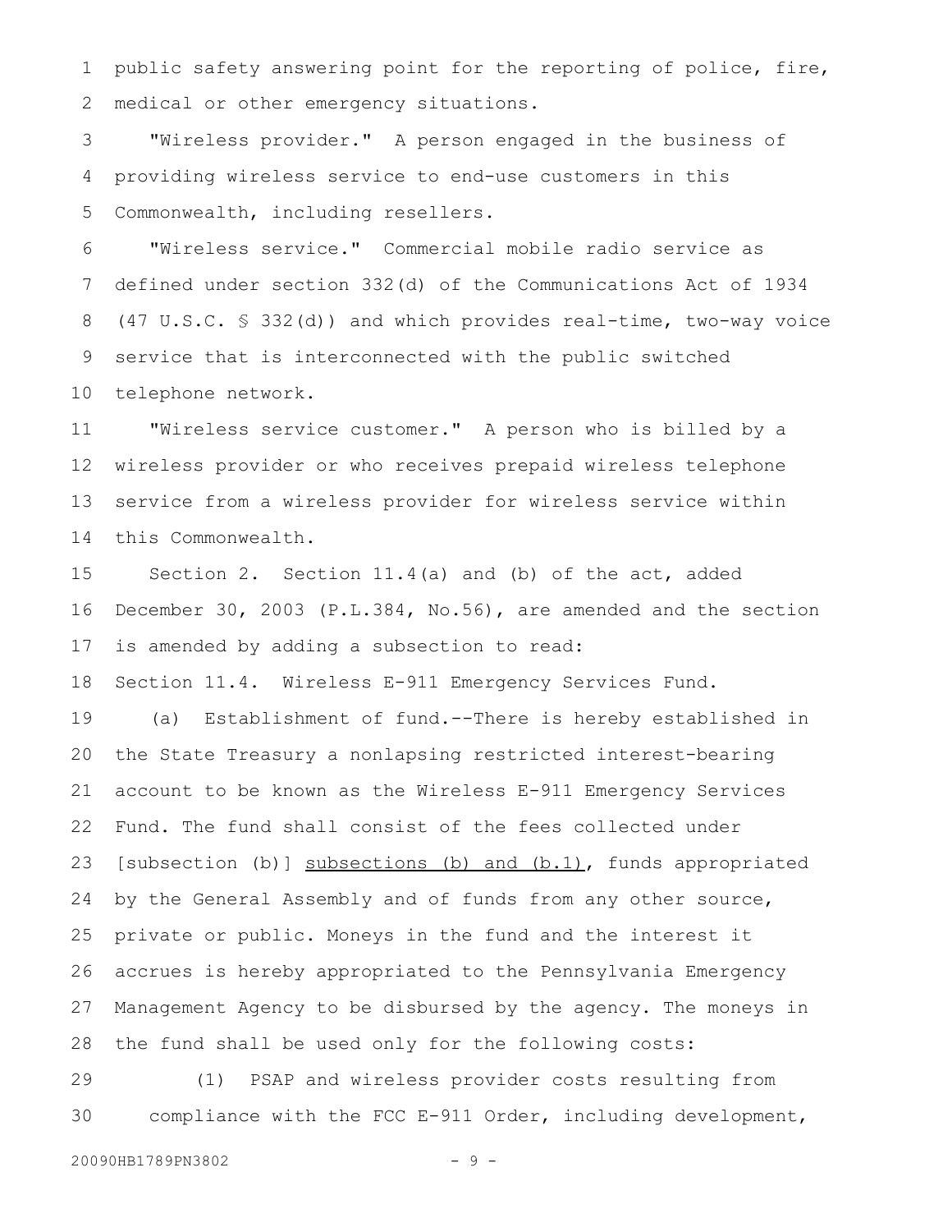public safety answering point for the reporting of police, fire, medical or other emergency situations.

"Wireless provider." A person engaged in the business of providing wireless service to end-use customers in this Commonwealth, including resellers.

"Wireless service." Commercial mobile radio service as defined under section 332(d) of the Communications Act of 1934 (47 U.S.C. § 332(d)) and which provides real-time, two-way voice service that is interconnected with the public switched telephone network.

"Wireless service customer." A person who is billed by a wireless provider or who receives prepaid wireless telephone service from a wireless provider for wireless service within this Commonwealth.

Section 2. Section 11.4(a) and (b) of the act, added December 30, 2003 (P.L.384, No.56), are amended and the section is amended by adding a subsection to read:

Section 11.4. Wireless E-911 Emergency Services Fund.

(a) Establishment of fund.--There is hereby established in the State Treasury a nonlapsing restricted interest-bearing account to be known as the Wireless E-911 Emergency Services Fund. The fund shall consist of the fees collected under [subsection (b)] <u>subsections (b) and (b.1)</u>, funds appropriated by the General Assembly and of funds from any other source, private or public. Moneys in the fund and the interest it accrues is hereby appropriated to the Pennsylvania Emergency Management Agency to be disbursed by the agency. The moneys in the fund shall be used only for the following costs:

(1) PSAP and wireless provider costs resulting from compliance with the FCC E-911 Order, including development,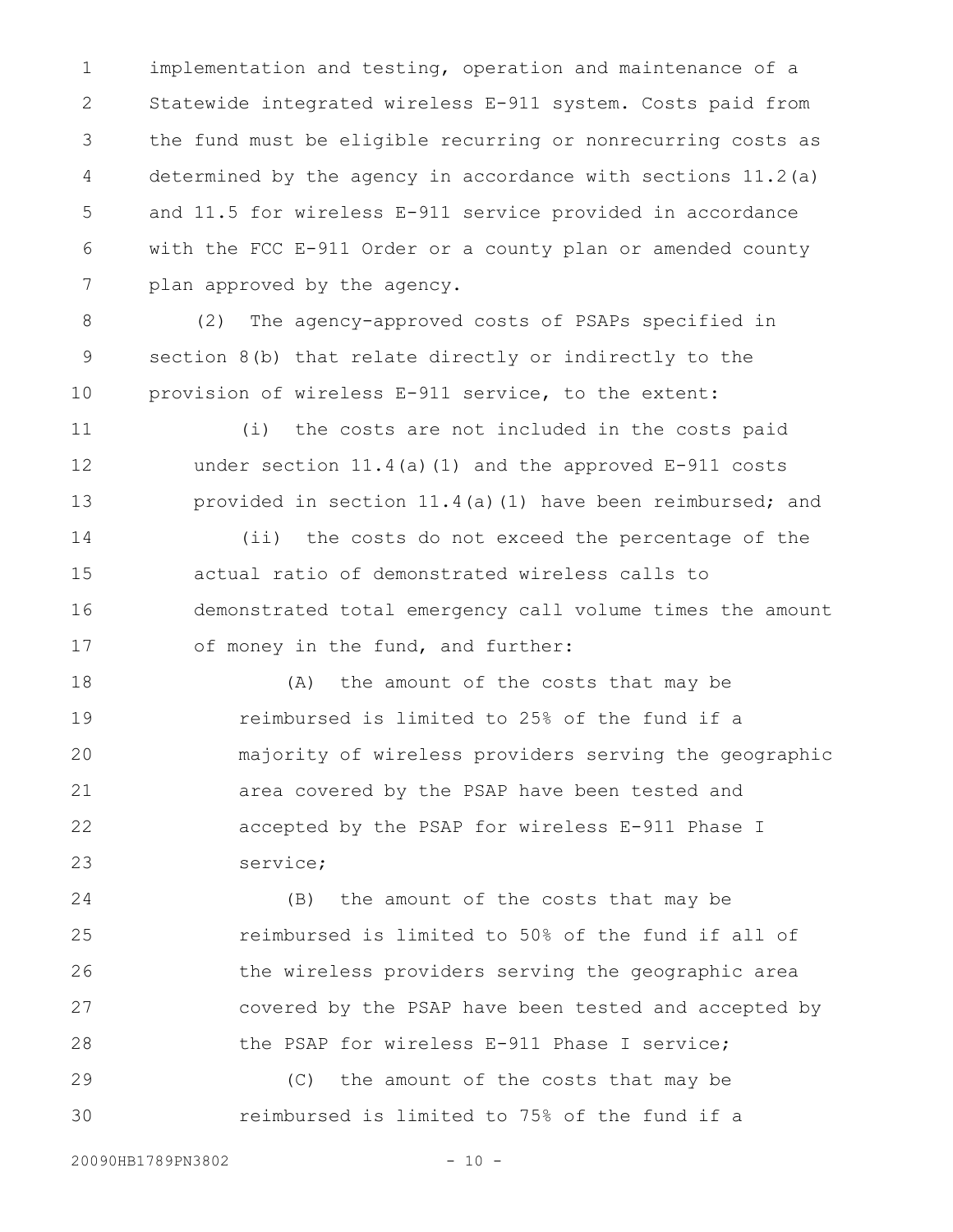implementation and testing, operation and maintenance of a Statewide integrated wireless E-911 system. Costs paid from the fund must be eligible recurring or nonrecurring costs as determined by the agency in accordance with sections 11.2(a) and 11.5 for wireless E-911 service provided in accordance with the FCC E-911 Order or a county plan or amended county plan approved by the agency.

(2) The agency-approved costs of PSAPs specified in section 8(b) that relate directly or indirectly to the provision of wireless E-911 service, to the extent:

(i) the costs are not included in the costs paid under section 11.4(a)(1) and the approved E-911 costs provided in section 11.4(a)(1) have been reimbursed; and

(ii) the costs do not exceed the percentage of the actual ratio of demonstrated wireless calls to demonstrated total emergency call volume times the amount of money in the fund, and further:

(A) the amount of the costs that may be reimbursed is limited to 25% of the fund if a majority of wireless providers serving the geographic area covered by the PSAP have been tested and accepted by the PSAP for wireless E-911 Phase I service;

(B) the amount of the costs that may be reimbursed is limited to 50% of the fund if all of the wireless providers serving the geographic area covered by the PSAP have been tested and accepted by the PSAP for wireless E-911 Phase I service;

(C) the amount of the costs that may be reimbursed is limited to 75% of the fund if a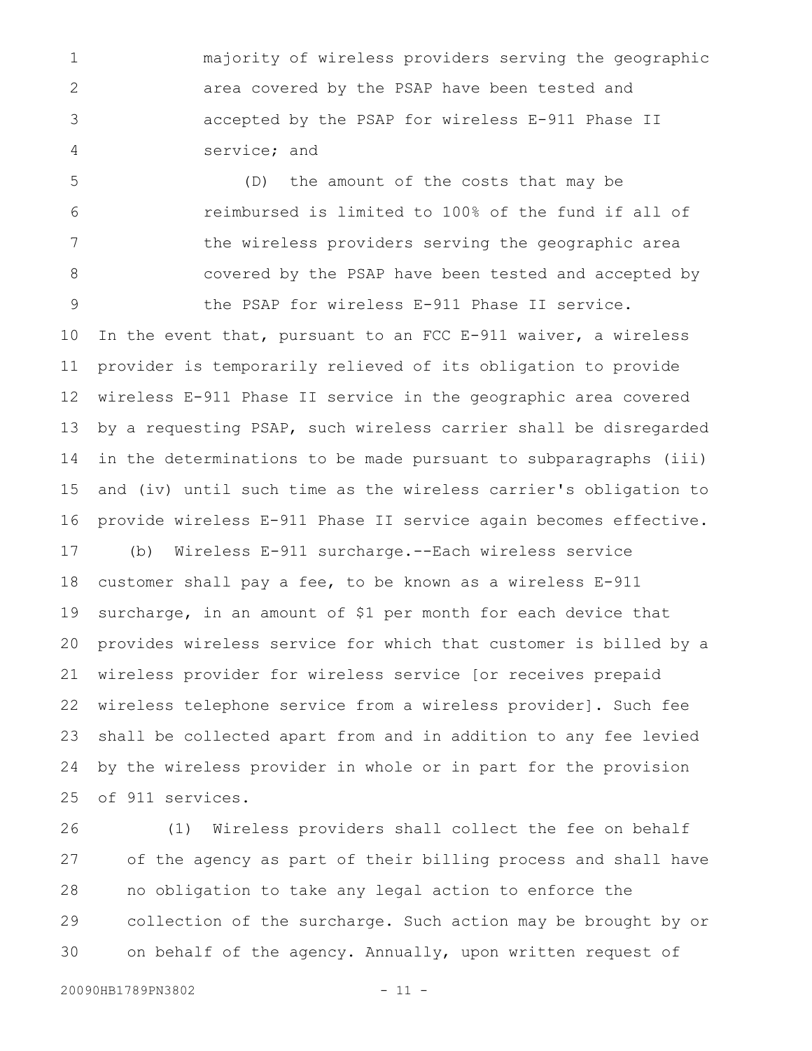majority of wireless providers serving the geographic area covered by the PSAP have been tested and accepted by the PSAP for wireless E-911 Phase II service; and

(D) the amount of the costs that may be reimbursed is limited to 100% of the fund if all of the wireless providers serving the geographic area covered by the PSAP have been tested and accepted by the PSAP for wireless E-911 Phase II service.

In the event that, pursuant to an FCC E-911 waiver, a wireless provider is temporarily relieved of its obligation to provide wireless E-911 Phase II service in the geographic area covered by a requesting PSAP, such wireless carrier shall be disregarded in the determinations to be made pursuant to subparagraphs (iii) and (iv) until such time as the wireless carrier's obligation to provide wireless E-911 Phase II service again becomes effective.

(b) Wireless E-911 surcharge.--Each wireless service customer shall pay a fee, to be known as a wireless E-911 surcharge, in an amount of $1 per month for each device that provides wireless service for which that customer is billed by a wireless provider for wireless service [or receives prepaid wireless telephone service from a wireless provider]. Such fee shall be collected apart from and in addition to any fee levied by the wireless provider in whole or in part for the provision of 911 services.

(1) Wireless providers shall collect the fee on behalf of the agency as part of their billing process and shall have no obligation to take any legal action to enforce the collection of the surcharge. Such action may be brought by or on behalf of the agency. Annually, upon written request of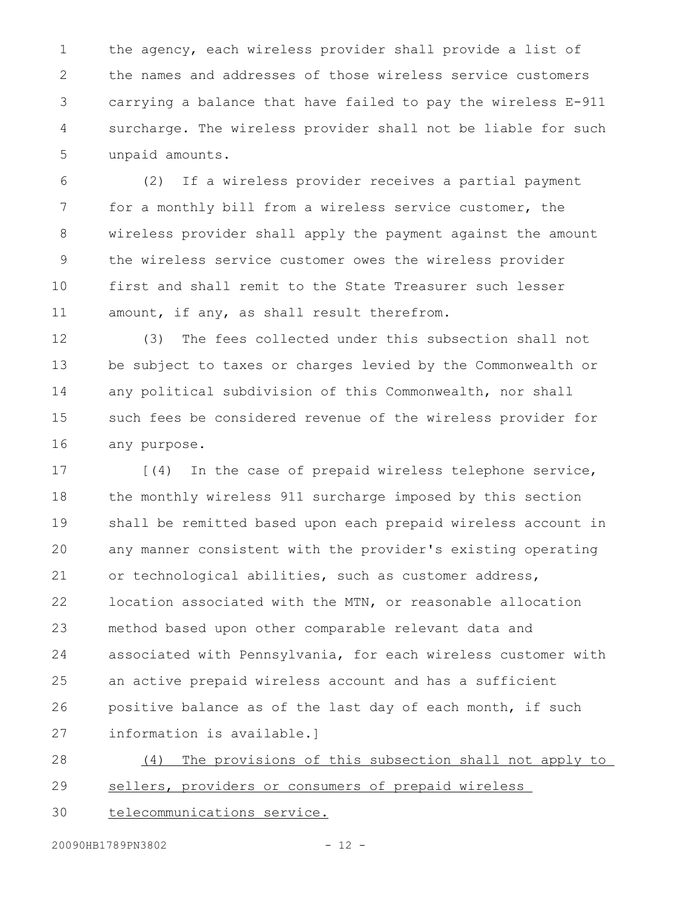the agency, each wireless provider shall provide a list of the names and addresses of those wireless service customers carrying a balance that have failed to pay the wireless E-911 surcharge. The wireless provider shall not be liable for such unpaid amounts.

(2) If a wireless provider receives a partial payment for a monthly bill from a wireless service customer, the wireless provider shall apply the payment against the amount the wireless service customer owes the wireless provider first and shall remit to the State Treasurer such lesser amount, if any, as shall result therefrom.

(3) The fees collected under this subsection shall not be subject to taxes or charges levied by the Commonwealth or any political subdivision of this Commonwealth, nor shall such fees be considered revenue of the wireless provider for any purpose.

[(4) In the case of prepaid wireless telephone service, the monthly wireless 911 surcharge imposed by this section shall be remitted based upon each prepaid wireless account in any manner consistent with the provider's existing operating or technological abilities, such as customer address, location associated with the MTN, or reasonable allocation method based upon other comparable relevant data and associated with Pennsylvania, for each wireless customer with an active prepaid wireless account and has a sufficient positive balance as of the last day of each month, if such information is available.]

<u>(4) The provisions of this subsection shall not apply to sellers, providers or consumers of prepaid wireless telecommunications service.</u>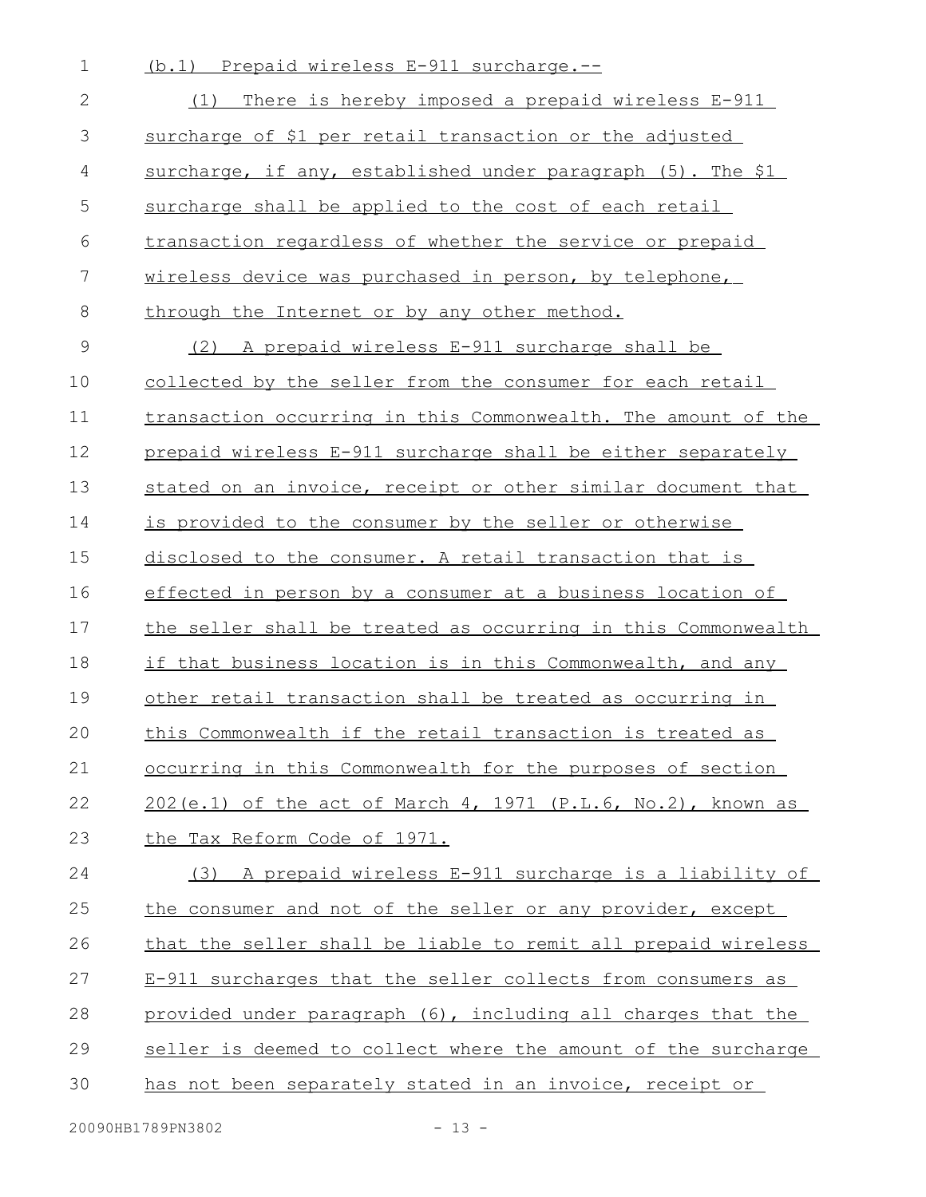(b.1) Prepaid wireless E-911 surcharge.--

(1) There is hereby imposed a prepaid wireless E-911 surcharge of $1 per retail transaction or the adjusted surcharge, if any, established under paragraph (5). The $1 surcharge shall be applied to the cost of each retail transaction regardless of whether the service or prepaid wireless device was purchased in person, by telephone, through the Internet or by any other method.

(2) A prepaid wireless E-911 surcharge shall be collected by the seller from the consumer for each retail transaction occurring in this Commonwealth. The amount of the prepaid wireless E-911 surcharge shall be either separately stated on an invoice, receipt or other similar document that is provided to the consumer by the seller or otherwise disclosed to the consumer. A retail transaction that is effected in person by a consumer at a business location of the seller shall be treated as occurring in this Commonwealth if that business location is in this Commonwealth, and any other retail transaction shall be treated as occurring in this Commonwealth if the retail transaction is treated as occurring in this Commonwealth for the purposes of section 202(e.1) of the act of March 4, 1971 (P.L.6, No.2), known as the Tax Reform Code of 1971.

(3) A prepaid wireless E-911 surcharge is a liability of the consumer and not of the seller or any provider, except that the seller shall be liable to remit all prepaid wireless E-911 surcharges that the seller collects from consumers as provided under paragraph (6), including all charges that the seller is deemed to collect where the amount of the surcharge has not been separately stated in an invoice, receipt or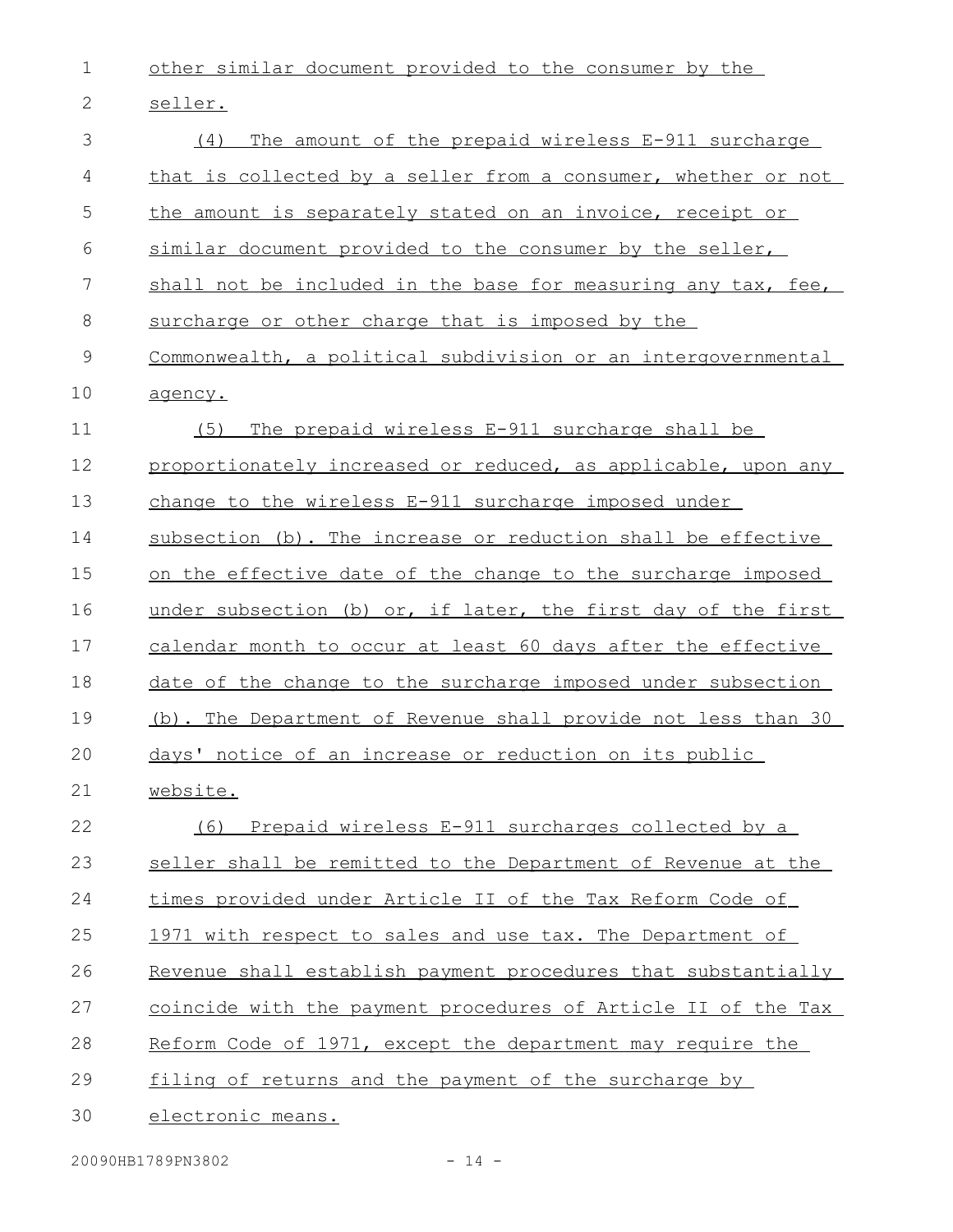other similar document provided to the consumer by the seller.

(4) The amount of the prepaid wireless E-911 surcharge that is collected by a seller from a consumer, whether or not the amount is separately stated on an invoice, receipt or similar document provided to the consumer by the seller, shall not be included in the base for measuring any tax, fee, surcharge or other charge that is imposed by the Commonwealth, a political subdivision or an intergovernmental agency.

(5) The prepaid wireless E-911 surcharge shall be proportionately increased or reduced, as applicable, upon any change to the wireless E-911 surcharge imposed under subsection (b). The increase or reduction shall be effective on the effective date of the change to the surcharge imposed under subsection (b) or, if later, the first day of the first calendar month to occur at least 60 days after the effective date of the change to the surcharge imposed under subsection (b). The Department of Revenue shall provide not less than 30 days' notice of an increase or reduction on its public website.

(6) Prepaid wireless E-911 surcharges collected by a seller shall be remitted to the Department of Revenue at the times provided under Article II of the Tax Reform Code of 1971 with respect to sales and use tax. The Department of Revenue shall establish payment procedures that substantially coincide with the payment procedures of Article II of the Tax Reform Code of 1971, except the department may require the filing of returns and the payment of the surcharge by electronic means.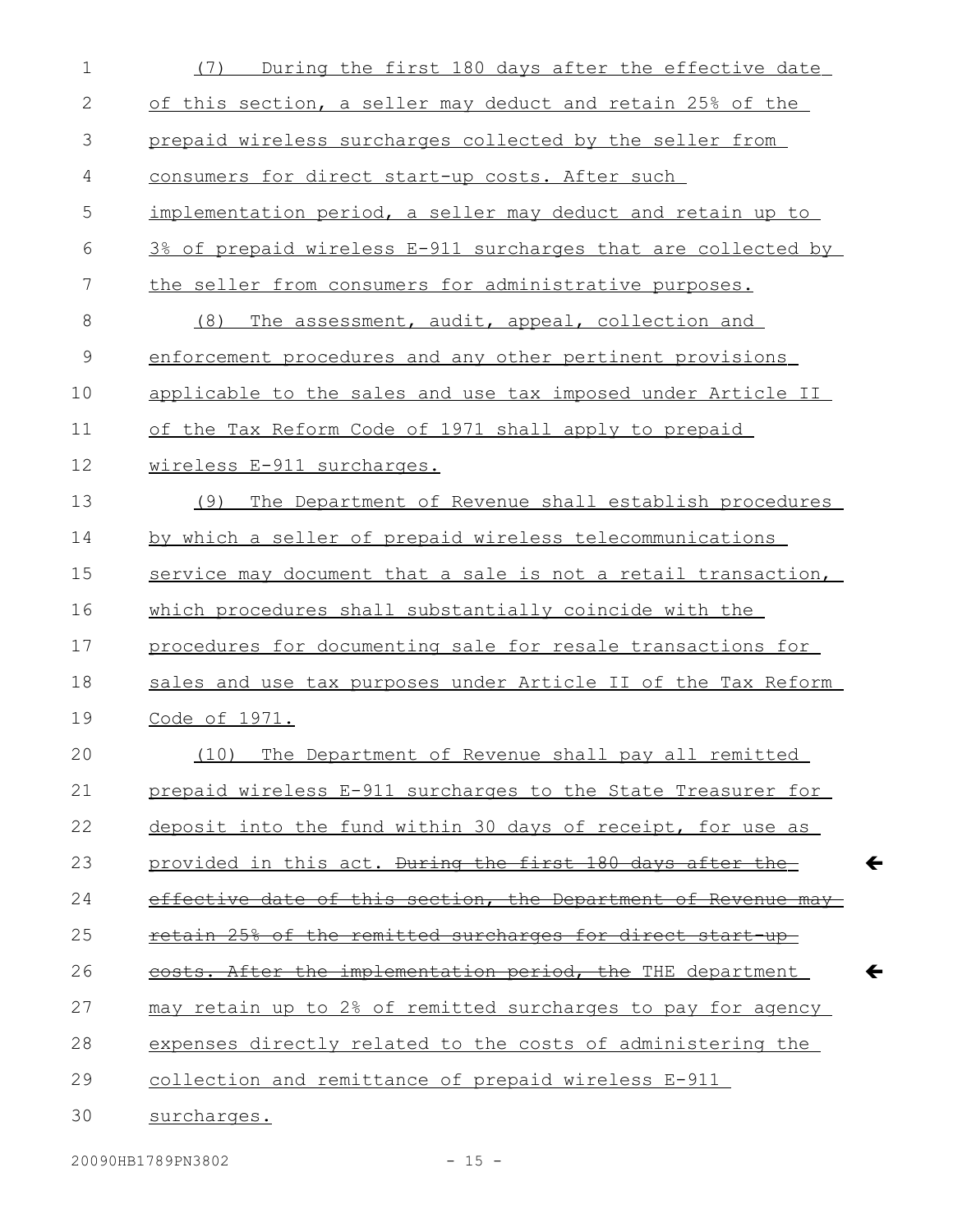(7) During the first 180 days after the effective date of this section, a seller may deduct and retain 25% of the prepaid wireless surcharges collected by the seller from consumers for direct start-up costs. After such implementation period, a seller may deduct and retain up to 3% of prepaid wireless E-911 surcharges that are collected by the seller from consumers for administrative purposes.

(8) The assessment, audit, appeal, collection and enforcement procedures and any other pertinent provisions applicable to the sales and use tax imposed under Article II of the Tax Reform Code of 1971 shall apply to prepaid wireless E-911 surcharges.

(9) The Department of Revenue shall establish procedures by which a seller of prepaid wireless telecommunications service may document that a sale is not a retail transaction, which procedures shall substantially coincide with the procedures for documenting sale for resale transactions for sales and use tax purposes under Article II of the Tax Reform Code of 1971.

(10) The Department of Revenue shall pay all remitted prepaid wireless E-911 surcharges to the State Treasurer for deposit into the fund within 30 days of receipt, for use as provided in this act. ~~During the first 180 days after the effective date of this section, the Department of Revenue may retain 25% of the remitted surcharges for direct start-up costs. After the implementation period, the~~ THE department may retain up to 2% of remitted surcharges to pay for agency expenses directly related to the costs of administering the collection and remittance of prepaid wireless E-911 surcharges.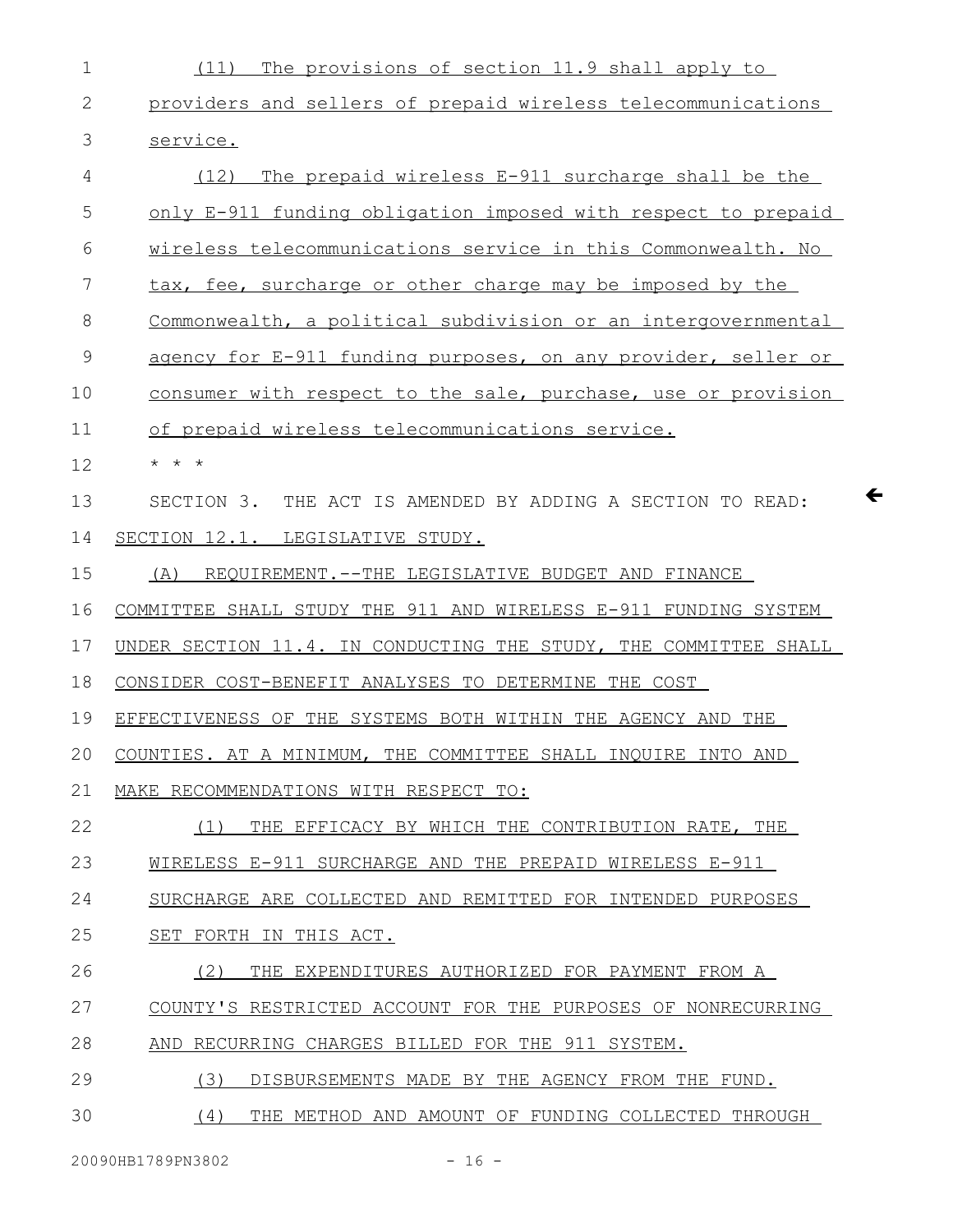(11) The provisions of section 11.9 shall apply to providers and sellers of prepaid wireless telecommunications service.

(12) The prepaid wireless E-911 surcharge shall be the only E-911 funding obligation imposed with respect to prepaid wireless telecommunications service in this Commonwealth. No tax, fee, surcharge or other charge may be imposed by the Commonwealth, a political subdivision or an intergovernmental agency for E-911 funding purposes, on any provider, seller or consumer with respect to the sale, purchase, use or provision of prepaid wireless telecommunications service.

* * *

SECTION 3. THE ACT IS AMENDED BY ADDING A SECTION TO READ:

SECTION 12.1. LEGISLATIVE STUDY.

(A) REQUIREMENT.--THE LEGISLATIVE BUDGET AND FINANCE COMMITTEE SHALL STUDY THE 911 AND WIRELESS E-911 FUNDING SYSTEM UNDER SECTION 11.4. IN CONDUCTING THE STUDY, THE COMMITTEE SHALL CONSIDER COST-BENEFIT ANALYSES TO DETERMINE THE COST EFFECTIVENESS OF THE SYSTEMS BOTH WITHIN THE AGENCY AND THE COUNTIES. AT A MINIMUM, THE COMMITTEE SHALL INQUIRE INTO AND MAKE RECOMMENDATIONS WITH RESPECT TO:

(1) THE EFFICACY BY WHICH THE CONTRIBUTION RATE, THE WIRELESS E-911 SURCHARGE AND THE PREPAID WIRELESS E-911 SURCHARGE ARE COLLECTED AND REMITTED FOR INTENDED PURPOSES SET FORTH IN THIS ACT.

(2) THE EXPENDITURES AUTHORIZED FOR PAYMENT FROM A COUNTY'S RESTRICTED ACCOUNT FOR THE PURPOSES OF NONRECURRING AND RECURRING CHARGES BILLED FOR THE 911 SYSTEM.

(3) DISBURSEMENTS MADE BY THE AGENCY FROM THE FUND.

(4) THE METHOD AND AMOUNT OF FUNDING COLLECTED THROUGH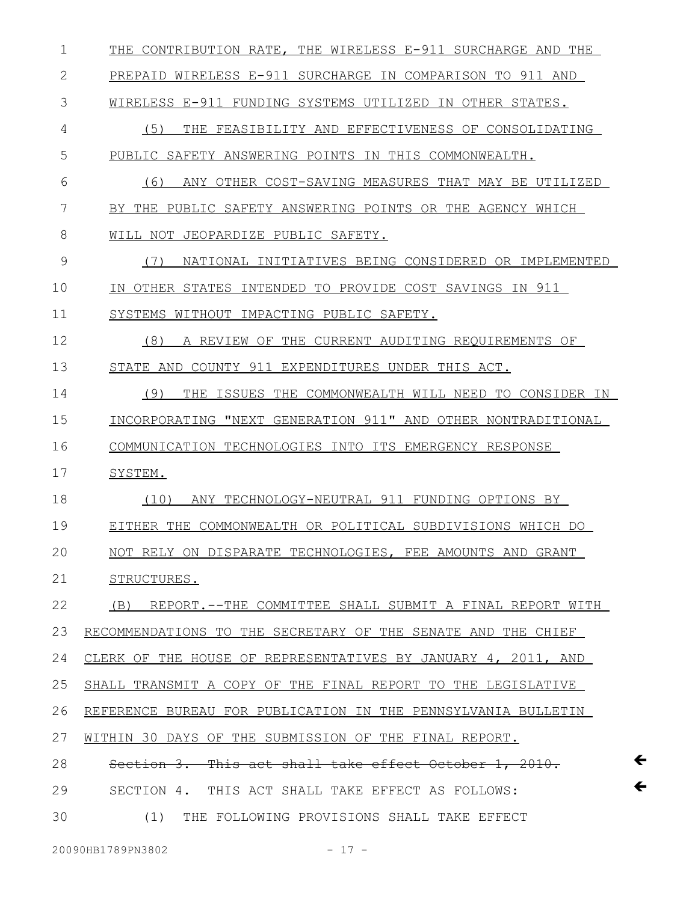THE CONTRIBUTION RATE, THE WIRELESS E-911 SURCHARGE AND THE PREPAID WIRELESS E-911 SURCHARGE IN COMPARISON TO 911 AND WIRELESS E-911 FUNDING SYSTEMS UTILIZED IN OTHER STATES.

(5) THE FEASIBILITY AND EFFECTIVENESS OF CONSOLIDATING PUBLIC SAFETY ANSWERING POINTS IN THIS COMMONWEALTH.

(6) ANY OTHER COST-SAVING MEASURES THAT MAY BE UTILIZED BY THE PUBLIC SAFETY ANSWERING POINTS OR THE AGENCY WHICH WILL NOT JEOPARDIZE PUBLIC SAFETY.

(7) NATIONAL INITIATIVES BEING CONSIDERED OR IMPLEMENTED IN OTHER STATES INTENDED TO PROVIDE COST SAVINGS IN 911 SYSTEMS WITHOUT IMPACTING PUBLIC SAFETY.

(8) A REVIEW OF THE CURRENT AUDITING REQUIREMENTS OF STATE AND COUNTY 911 EXPENDITURES UNDER THIS ACT.

(9) THE ISSUES THE COMMONWEALTH WILL NEED TO CONSIDER IN INCORPORATING "NEXT GENERATION 911" AND OTHER NONTRADITIONAL COMMUNICATION TECHNOLOGIES INTO ITS EMERGENCY RESPONSE SYSTEM.

(10) ANY TECHNOLOGY-NEUTRAL 911 FUNDING OPTIONS BY EITHER THE COMMONWEALTH OR POLITICAL SUBDIVISIONS WHICH DO NOT RELY ON DISPARATE TECHNOLOGIES, FEE AMOUNTS AND GRANT STRUCTURES.

(B) REPORT.--THE COMMITTEE SHALL SUBMIT A FINAL REPORT WITH RECOMMENDATIONS TO THE SECRETARY OF THE SENATE AND THE CHIEF CLERK OF THE HOUSE OF REPRESENTATIVES BY JANUARY 4, 2011, AND SHALL TRANSMIT A COPY OF THE FINAL REPORT TO THE LEGISLATIVE REFERENCE BUREAU FOR PUBLICATION IN THE PENNSYLVANIA BULLETIN WITHIN 30 DAYS OF THE SUBMISSION OF THE FINAL REPORT.

~~Section 3. This act shall take effect October 1, 2010.~~

SECTION 4. THIS ACT SHALL TAKE EFFECT AS FOLLOWS:

(1) THE FOLLOWING PROVISIONS SHALL TAKE EFFECT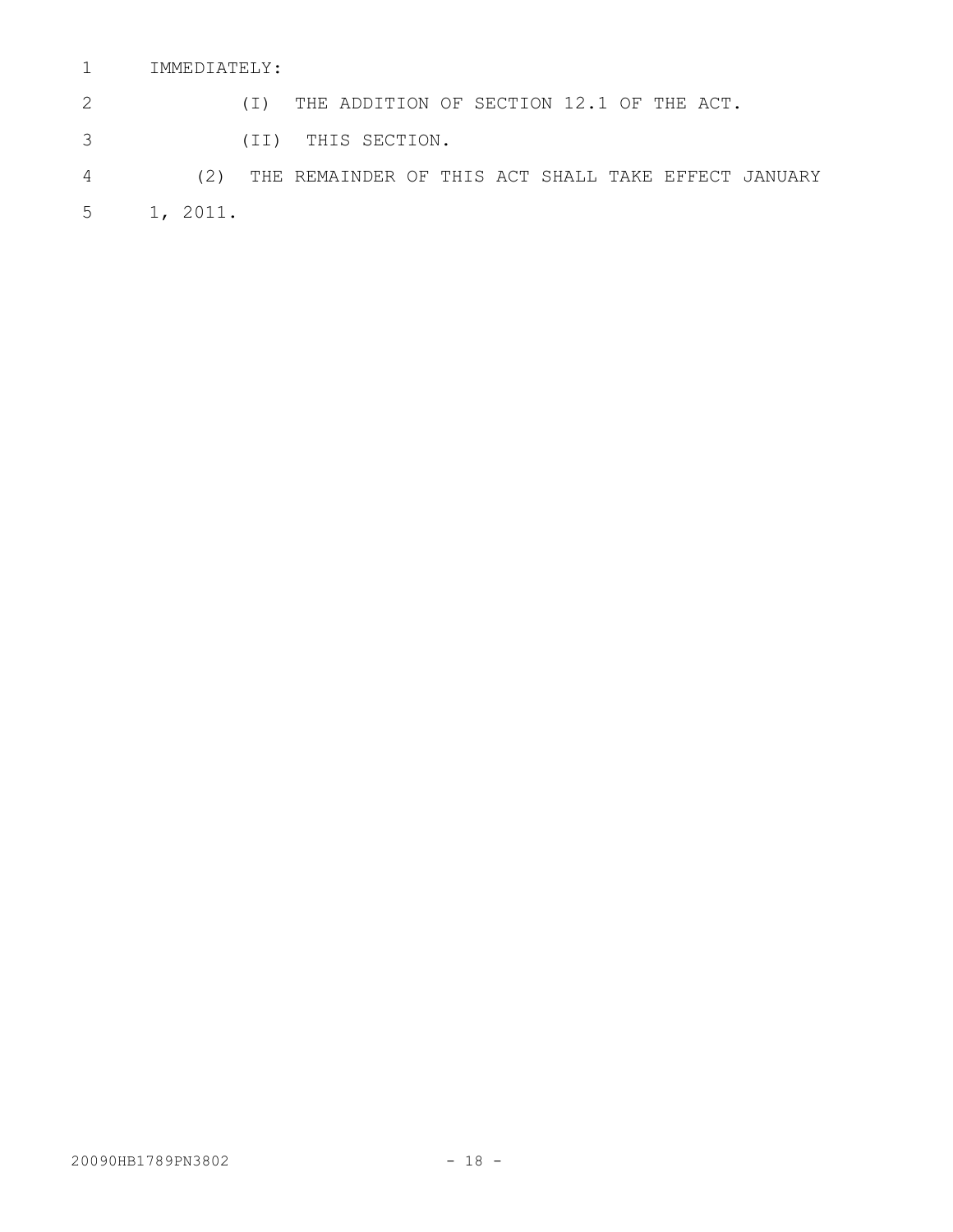IMMEDIATELY:

(I) THE ADDITION OF SECTION 12.1 OF THE ACT.

(II) THIS SECTION.

(2) THE REMAINDER OF THIS ACT SHALL TAKE EFFECT JANUARY 1, 2011.